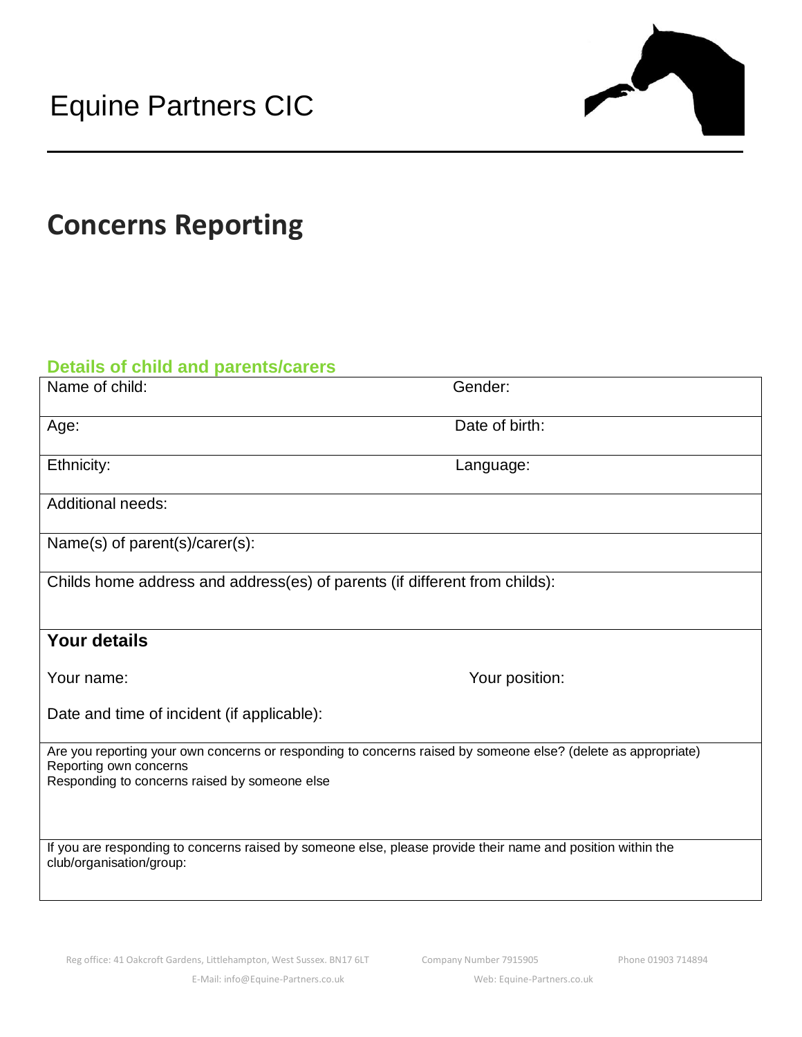# Equine Partners CIC

## Concerns Reporting

### Details of child and parents/carers

| Name of child: | Gender: |
|---|---|
| Age: | Date of birth: |
| Ethnicity: | Language: |
| Additional needs: | |
| Name(s) of parent(s)/carer(s): | |
| Childs home address and address(es) of parents (if different from childs): | |

**Your details**

Your name:

Your position:

Date and time of incident (if applicable):

Are you reporting your own concerns or responding to concerns raised by someone else? (delete as appropriate)
Reporting own concerns
Responding to concerns raised by someone else

If you are responding to concerns raised by someone else, please provide their name and position within the club/organisation/group:

Reg office: 41 Oakcroft Gardens, Littlehampton, West Sussex. BN17 6LT Company Number 7915905 Phone 01903 714894
E-Mail: info@Equine-Partners.co.uk Web: Equine-Partners.co.uk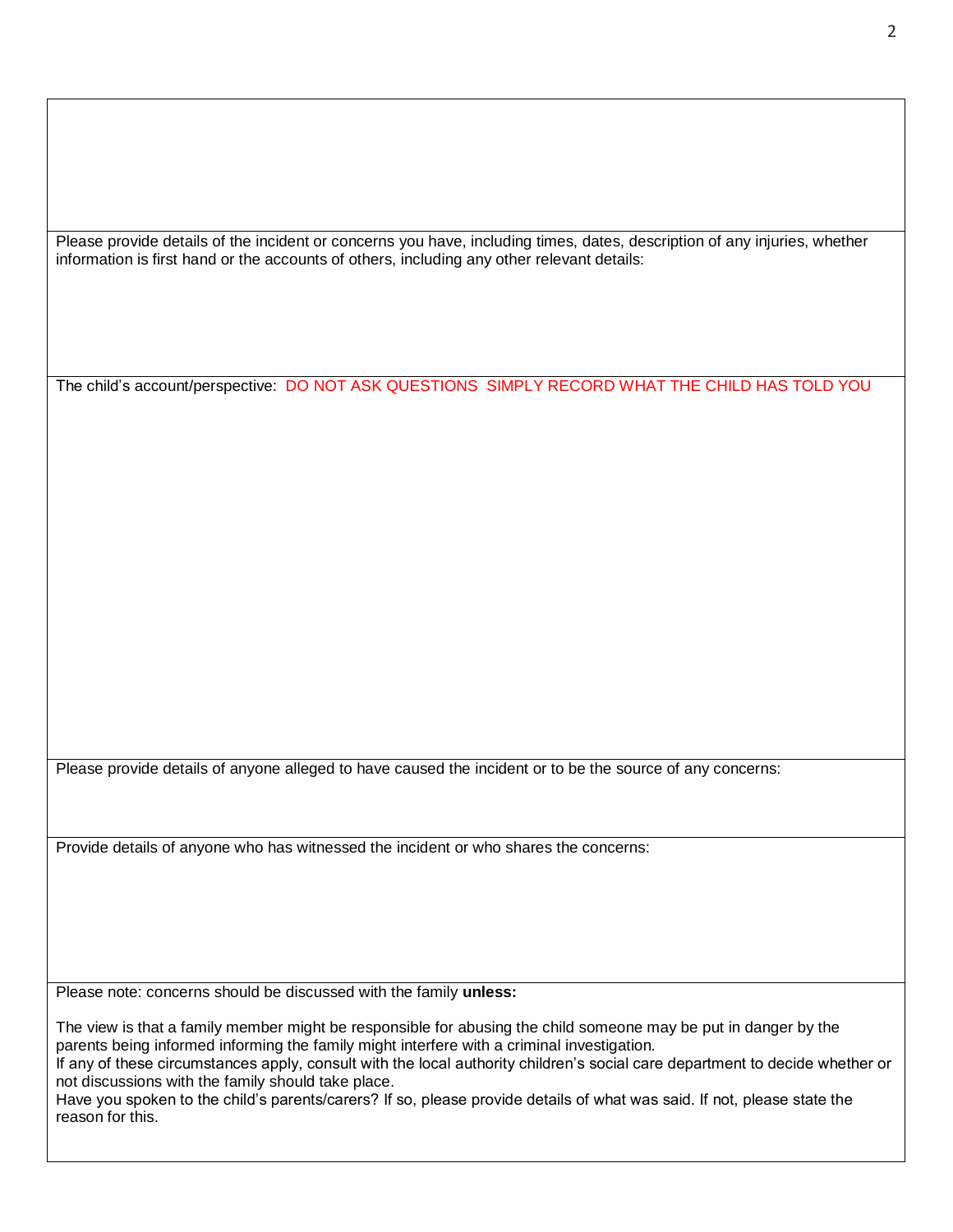Please provide details of the incident or concerns you have, including times, dates, description of any injuries, whether information is first hand or the accounts of others, including any other relevant details:

The child's account/perspective: DO NOT ASK QUESTIONS SIMPLY RECORD WHAT THE CHILD HAS TOLD YOU

Please provide details of anyone alleged to have caused the incident or to be the source of any concerns:

Provide details of anyone who has witnessed the incident or who shares the concerns:

Please note: concerns should be discussed with the family **unless:**

The view is that a family member might be responsible for abusing the child someone may be put in danger by the parents being informed informing the family might interfere with a criminal investigation.
If any of these circumstances apply, consult with the local authority children's social care department to decide whether or not discussions with the family should take place.
Have you spoken to the child's parents/carers? If so, please provide details of what was said. If not, please state the reason for this.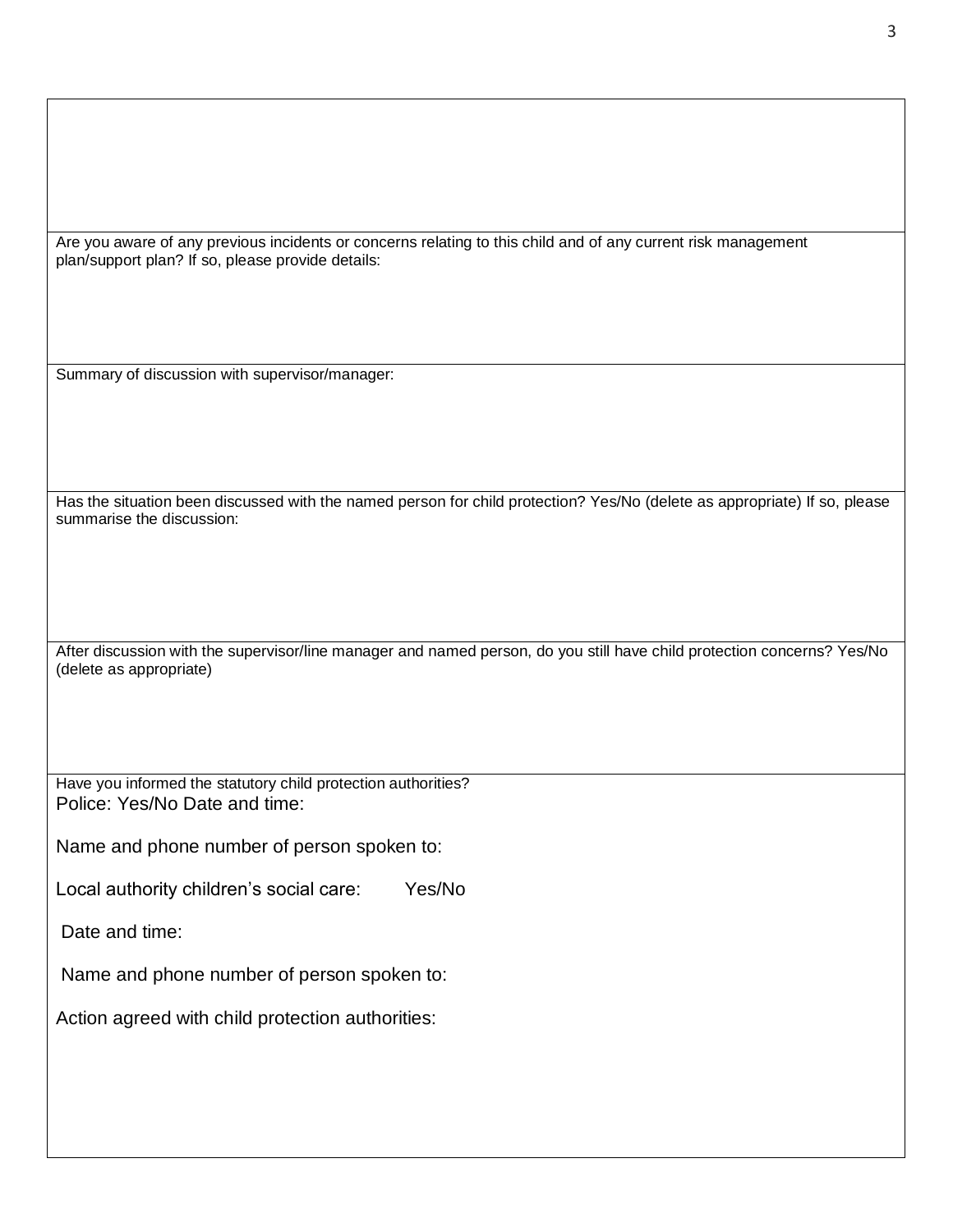| |
|---|
| |
| Are you aware of any previous incidents or concerns relating to this child and of any current risk management plan/support plan? If so, please provide details: |
| Summary of discussion with supervisor/manager: |
| Has the situation been discussed with the named person for child protection? Yes/No (delete as appropriate) If so, please summarise the discussion: |
| After discussion with the supervisor/line manager and named person, do you still have child protection concerns? Yes/No (delete as appropriate) |
| Have you informed the statutory child protection authorities?<br>Police: Yes/No Date and time:<br><br>Name and phone number of person spoken to:<br><br>Local authority children's social care: Yes/No<br><br>Date and time:<br><br>Name and phone number of person spoken to:<br><br>Action agreed with child protection authorities: |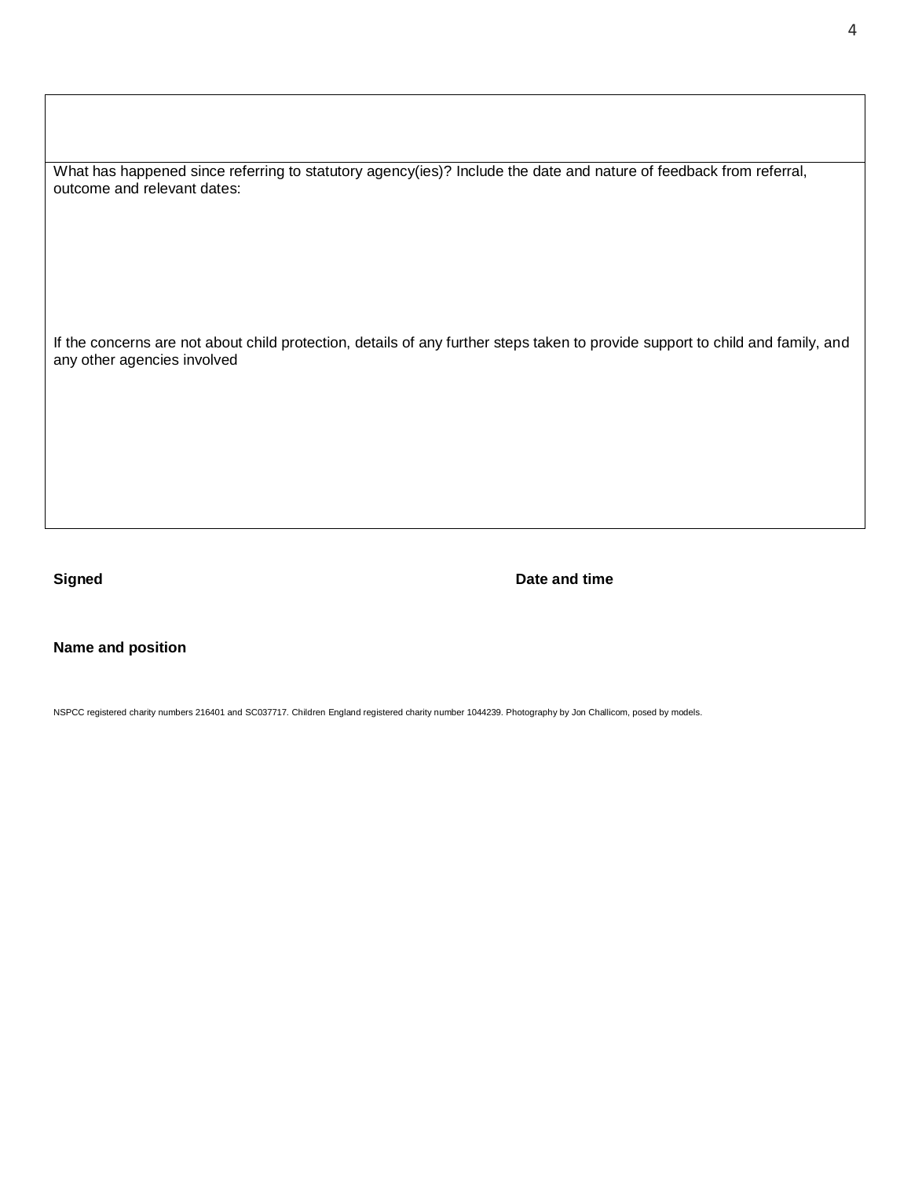What has happened since referring to statutory agency(ies)? Include the date and nature of feedback from referral, outcome and relevant dates:

If the concerns are not about child protection, details of any further steps taken to provide support to child and family, and any other agencies involved

**Signed**

**Date and time**

**Name and position**

NSPCC registered charity numbers 216401 and SC037717. Children England registered charity number 1044239. Photography by Jon Challicom, posed by models.